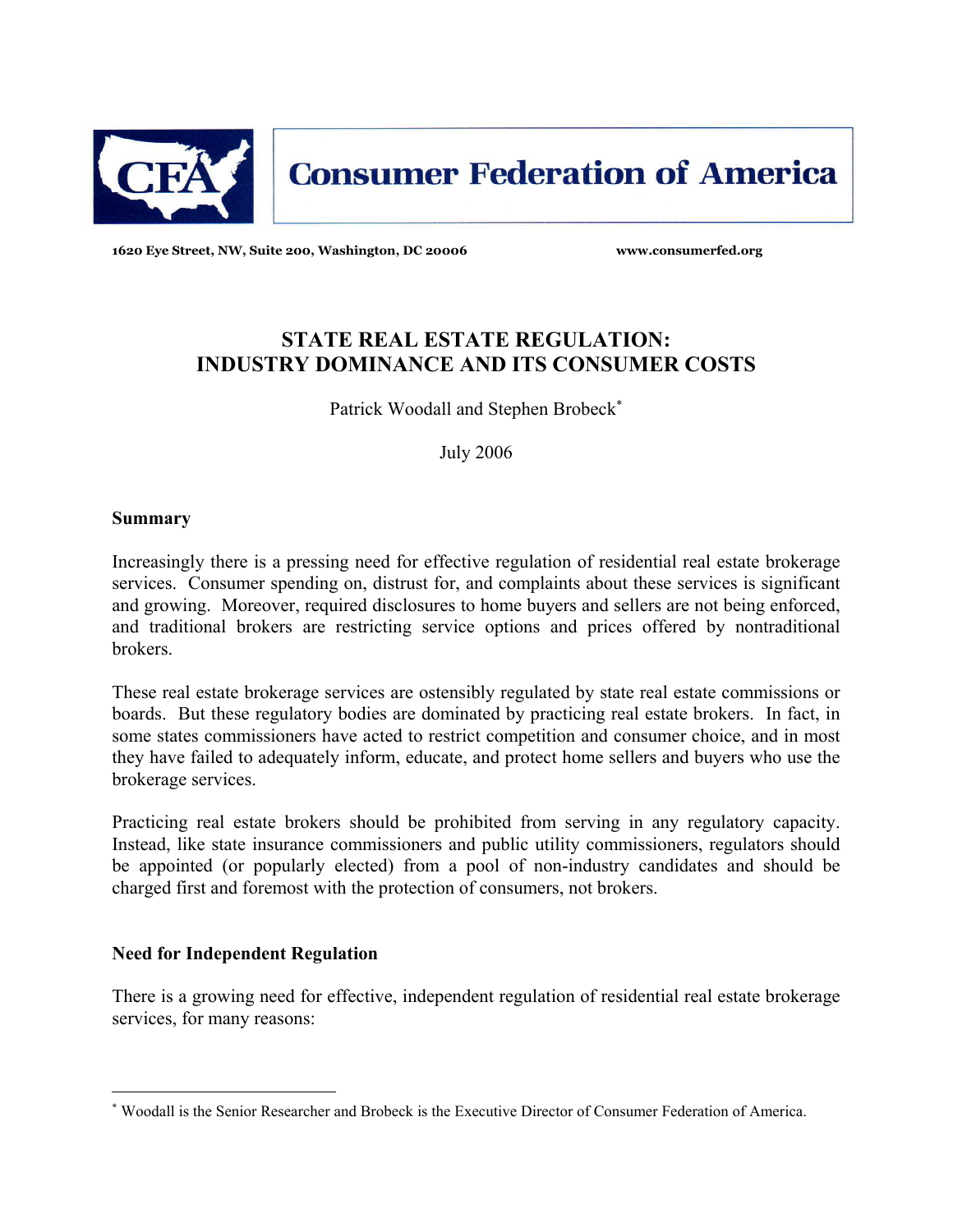**Consumer Federation of America**

**1620 Eye Street, NW, Suite 200, Washington, DC 20006** **www.consumerfed.org**

# STATE REAL ESTATE REGULATION: INDUSTRY DOMINANCE AND ITS CONSUMER COSTS

Patrick Woodall and Stephen Brobeck*

July 2006

## Summary

Increasingly there is a pressing need for effective regulation of residential real estate brokerage services. Consumer spending on, distrust for, and complaints about these services is significant and growing. Moreover, required disclosures to home buyers and sellers are not being enforced, and traditional brokers are restricting service options and prices offered by nontraditional brokers.

These real estate brokerage services are ostensibly regulated by state real estate commissions or boards. But these regulatory bodies are dominated by practicing real estate brokers. In fact, in some states commissioners have acted to restrict competition and consumer choice, and in most they have failed to adequately inform, educate, and protect home sellers and buyers who use the brokerage services.

Practicing real estate brokers should be prohibited from serving in any regulatory capacity. Instead, like state insurance commissioners and public utility commissioners, regulators should be appointed (or popularly elected) from a pool of non-industry candidates and should be charged first and foremost with the protection of consumers, not brokers.

## Need for Independent Regulation

There is a growing need for effective, independent regulation of residential real estate brokerage services, for many reasons:

---

* Woodall is the Senior Researcher and Brobeck is the Executive Director of Consumer Federation of America.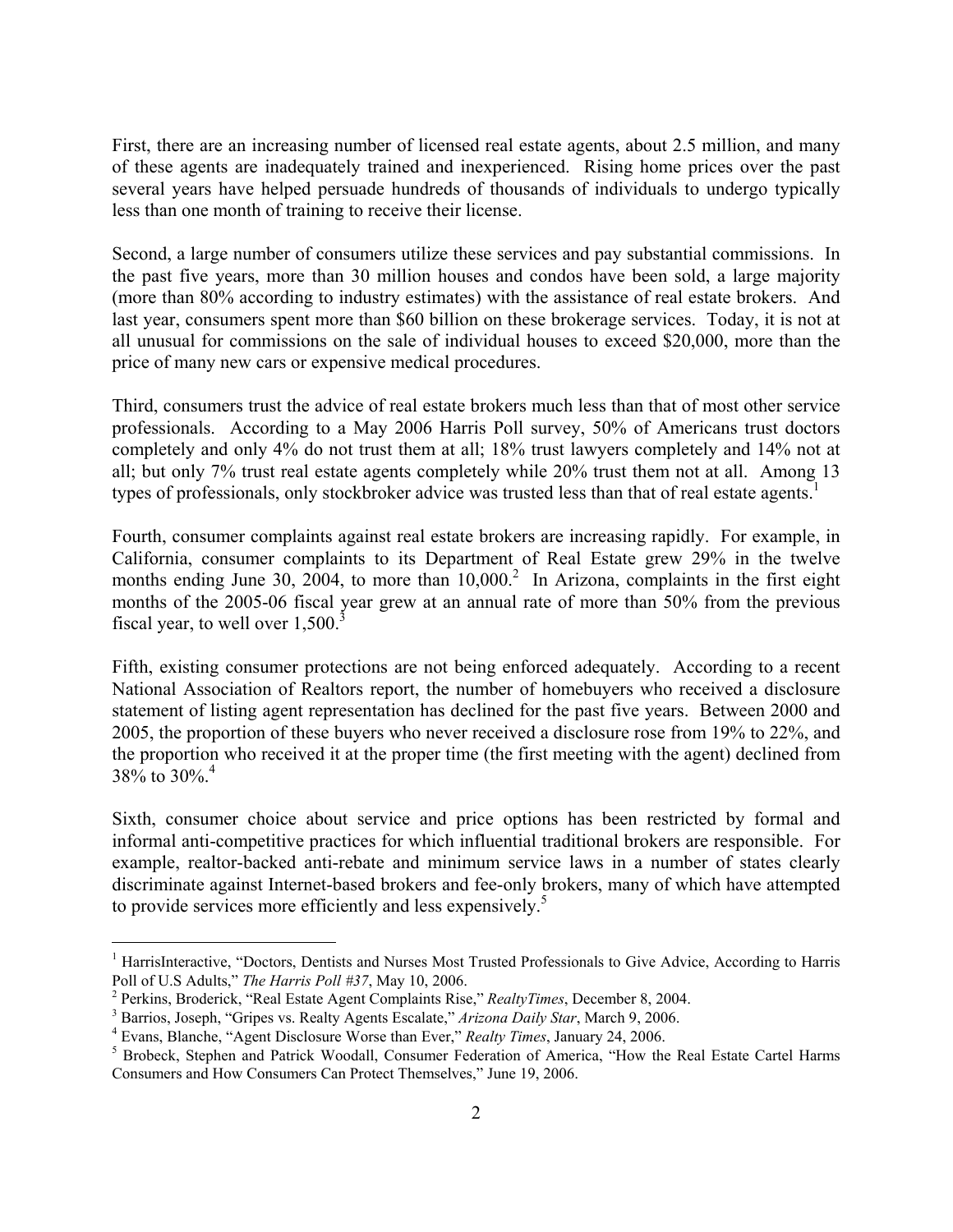First, there are an increasing number of licensed real estate agents, about 2.5 million, and many of these agents are inadequately trained and inexperienced. Rising home prices over the past several years have helped persuade hundreds of thousands of individuals to undergo typically less than one month of training to receive their license.

Second, a large number of consumers utilize these services and pay substantial commissions. In the past five years, more than 30 million houses and condos have been sold, a large majority (more than 80% according to industry estimates) with the assistance of real estate brokers. And last year, consumers spent more than $60 billion on these brokerage services. Today, it is not at all unusual for commissions on the sale of individual houses to exceed $20,000, more than the price of many new cars or expensive medical procedures.

Third, consumers trust the advice of real estate brokers much less than that of most other service professionals. According to a May 2006 Harris Poll survey, 50% of Americans trust doctors completely and only 4% do not trust them at all; 18% trust lawyers completely and 14% not at all; but only 7% trust real estate agents completely while 20% trust them not at all. Among 13 types of professionals, only stockbroker advice was trusted less than that of real estate agents.[1]

Fourth, consumer complaints against real estate brokers are increasing rapidly. For example, in California, consumer complaints to its Department of Real Estate grew 29% in the twelve months ending June 30, 2004, to more than 10,000.[2] In Arizona, complaints in the first eight months of the 2005-06 fiscal year grew at an annual rate of more than 50% from the previous fiscal year, to well over 1,500.[3]

Fifth, existing consumer protections are not being enforced adequately. According to a recent National Association of Realtors report, the number of homebuyers who received a disclosure statement of listing agent representation has declined for the past five years. Between 2000 and 2005, the proportion of these buyers who never received a disclosure rose from 19% to 22%, and the proportion who received it at the proper time (the first meeting with the agent) declined from 38% to 30%.[4]

Sixth, consumer choice about service and price options has been restricted by formal and informal anti-competitive practices for which influential traditional brokers are responsible. For example, realtor-backed anti-rebate and minimum service laws in a number of states clearly discriminate against Internet-based brokers and fee-only brokers, many of which have attempted to provide services more efficiently and less expensively.[5]

---

[1] HarrisInteractive, "Doctors, Dentists and Nurses Most Trusted Professionals to Give Advice, According to Harris Poll of U.S Adults," *The Harris Poll #37*, May 10, 2006.

[2] Perkins, Broderick, "Real Estate Agent Complaints Rise," *RealtyTimes*, December 8, 2004.

[3] Barrios, Joseph, "Gripes vs. Realty Agents Escalate," *Arizona Daily Star*, March 9, 2006.

[4] Evans, Blanche, "Agent Disclosure Worse than Ever," *Realty Times*, January 24, 2006.

[5] Brobeck, Stephen and Patrick Woodall, Consumer Federation of America, "How the Real Estate Cartel Harms Consumers and How Consumers Can Protect Themselves," June 19, 2006.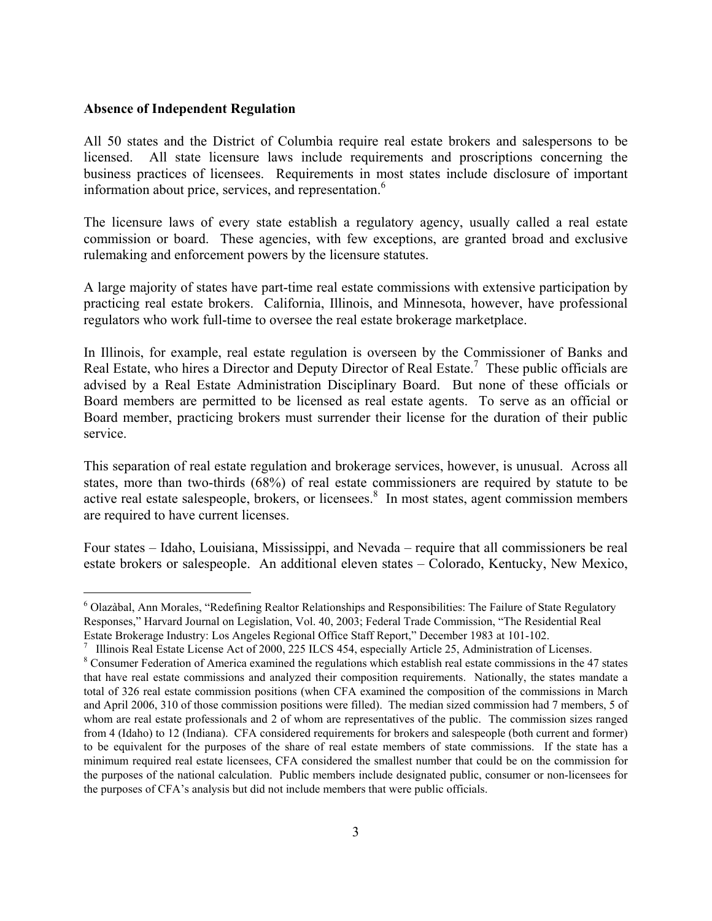**Absence of Independent Regulation**

All 50 states and the District of Columbia require real estate brokers and salespersons to be licensed. All state licensure laws include requirements and proscriptions concerning the business practices of licensees. Requirements in most states include disclosure of important information about price, services, and representation.[6]

The licensure laws of every state establish a regulatory agency, usually called a real estate commission or board. These agencies, with few exceptions, are granted broad and exclusive rulemaking and enforcement powers by the licensure statutes.

A large majority of states have part-time real estate commissions with extensive participation by practicing real estate brokers. California, Illinois, and Minnesota, however, have professional regulators who work full-time to oversee the real estate brokerage marketplace.

In Illinois, for example, real estate regulation is overseen by the Commissioner of Banks and Real Estate, who hires a Director and Deputy Director of Real Estate.[7] These public officials are advised by a Real Estate Administration Disciplinary Board. But none of these officials or Board members are permitted to be licensed as real estate agents. To serve as an official or Board member, practicing brokers must surrender their license for the duration of their public service.

This separation of real estate regulation and brokerage services, however, is unusual. Across all states, more than two-thirds (68%) of real estate commissioners are required by statute to be active real estate salespeople, brokers, or licensees.[8] In most states, agent commission members are required to have current licenses.

Four states – Idaho, Louisiana, Mississippi, and Nevada – require that all commissioners be real estate brokers or salespeople. An additional eleven states – Colorado, Kentucky, New Mexico,

---

[6] Olazàbal, Ann Morales, "Redefining Realtor Relationships and Responsibilities: The Failure of State Regulatory Responses," Harvard Journal on Legislation, Vol. 40, 2003; Federal Trade Commission, "The Residential Real Estate Brokerage Industry: Los Angeles Regional Office Staff Report," December 1983 at 101-102.

[7] Illinois Real Estate License Act of 2000, 225 ILCS 454, especially Article 25, Administration of Licenses.

[8] Consumer Federation of America examined the regulations which establish real estate commissions in the 47 states that have real estate commissions and analyzed their composition requirements. Nationally, the states mandate a total of 326 real estate commission positions (when CFA examined the composition of the commissions in March and April 2006, 310 of those commission positions were filled). The median sized commission had 7 members, 5 of whom are real estate professionals and 2 of whom are representatives of the public. The commission sizes ranged from 4 (Idaho) to 12 (Indiana). CFA considered requirements for brokers and salespeople (both current and former) to be equivalent for the purposes of the share of real estate members of state commissions. If the state has a minimum required real estate licensees, CFA considered the smallest number that could be on the commission for the purposes of the national calculation. Public members include designated public, consumer or non-licensees for the purposes of CFA's analysis but did not include members that were public officials.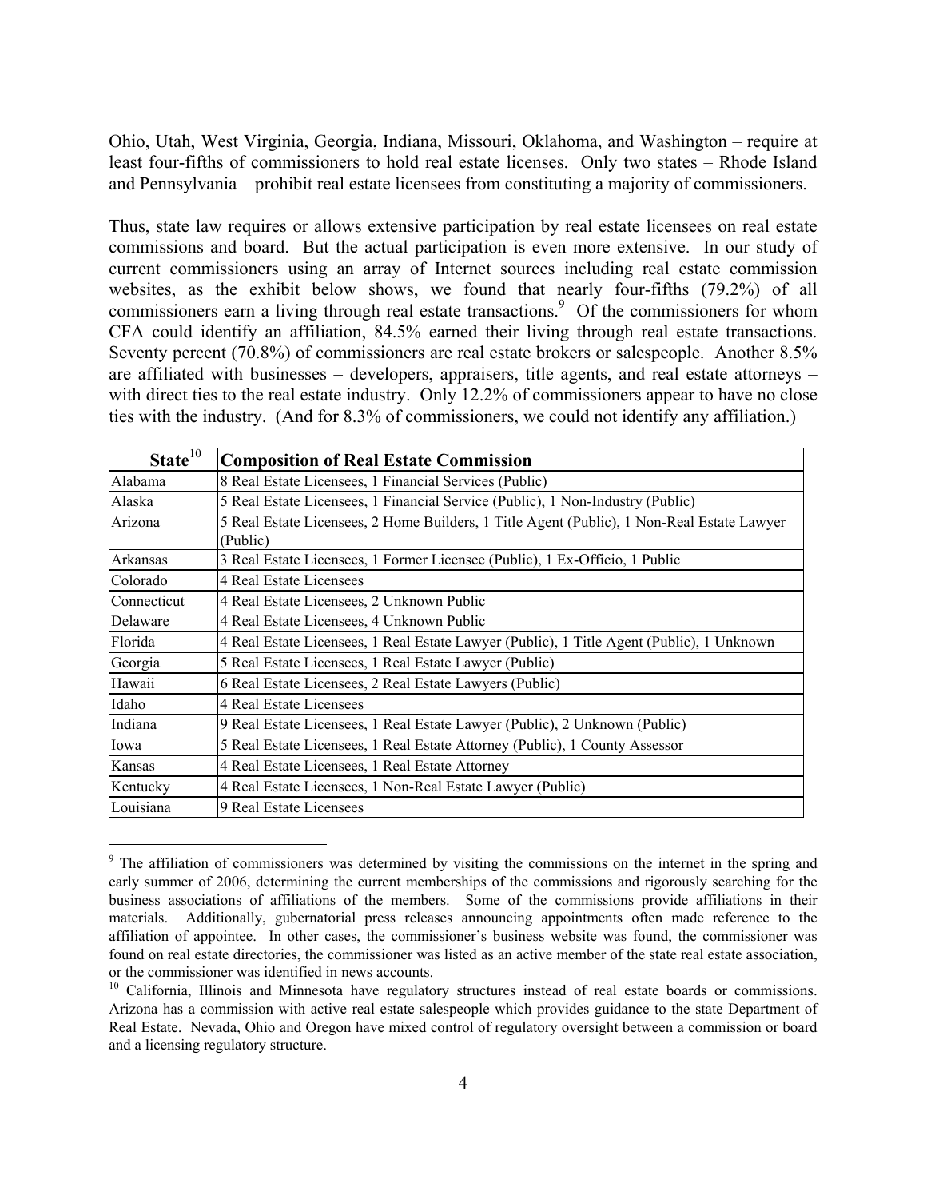Ohio, Utah, West Virginia, Georgia, Indiana, Missouri, Oklahoma, and Washington – require at least four-fifths of commissioners to hold real estate licenses. Only two states – Rhode Island and Pennsylvania – prohibit real estate licensees from constituting a majority of commissioners.

Thus, state law requires or allows extensive participation by real estate licensees on real estate commissions and board. But the actual participation is even more extensive. In our study of current commissioners using an array of Internet sources including real estate commission websites, as the exhibit below shows, we found that nearly four-fifths (79.2%) of all commissioners earn a living through real estate transactions.[9] Of the commissioners for whom CFA could identify an affiliation, 84.5% earned their living through real estate transactions. Seventy percent (70.8%) of commissioners are real estate brokers or salespeople. Another 8.5% are affiliated with businesses – developers, appraisers, title agents, and real estate attorneys – with direct ties to the real estate industry. Only 12.2% of commissioners appear to have no close ties with the industry. (And for 8.3% of commissioners, we could not identify any affiliation.)

| State[10] | Composition of Real Estate Commission |
|---|---|
| Alabama | 8 Real Estate Licensees, 1 Financial Services (Public) |
| Alaska | 5 Real Estate Licensees, 1 Financial Service (Public), 1 Non-Industry (Public) |
| Arizona | 5 Real Estate Licensees, 2 Home Builders, 1 Title Agent (Public), 1 Non-Real Estate Lawyer (Public) |
| Arkansas | 3 Real Estate Licensees, 1 Former Licensee (Public), 1 Ex-Officio, 1 Public |
| Colorado | 4 Real Estate Licensees |
| Connecticut | 4 Real Estate Licensees, 2 Unknown Public |
| Delaware | 4 Real Estate Licensees, 4 Unknown Public |
| Florida | 4 Real Estate Licensees, 1 Real Estate Lawyer (Public), 1 Title Agent (Public), 1 Unknown |
| Georgia | 5 Real Estate Licensees, 1 Real Estate Lawyer (Public) |
| Hawaii | 6 Real Estate Licensees, 2 Real Estate Lawyers (Public) |
| Idaho | 4 Real Estate Licensees |
| Indiana | 9 Real Estate Licensees, 1 Real Estate Lawyer (Public), 2 Unknown (Public) |
| Iowa | 5 Real Estate Licensees, 1 Real Estate Attorney (Public), 1 County Assessor |
| Kansas | 4 Real Estate Licensees, 1 Real Estate Attorney |
| Kentucky | 4 Real Estate Licensees, 1 Non-Real Estate Lawyer (Public) |
| Louisiana | 9 Real Estate Licensees |

[9] The affiliation of commissioners was determined by visiting the commissions on the internet in the spring and early summer of 2006, determining the current memberships of the commissions and rigorously searching for the business associations of affiliations of the members. Some of the commissions provide affiliations in their materials. Additionally, gubernatorial press releases announcing appointments often made reference to the affiliation of appointee. In other cases, the commissioner's business website was found, the commissioner was found on real estate directories, the commissioner was listed as an active member of the state real estate association, or the commissioner was identified in news accounts.

[10] California, Illinois and Minnesota have regulatory structures instead of real estate boards or commissions. Arizona has a commission with active real estate salespeople which provides guidance to the state Department of Real Estate. Nevada, Ohio and Oregon have mixed control of regulatory oversight between a commission or board and a licensing regulatory structure.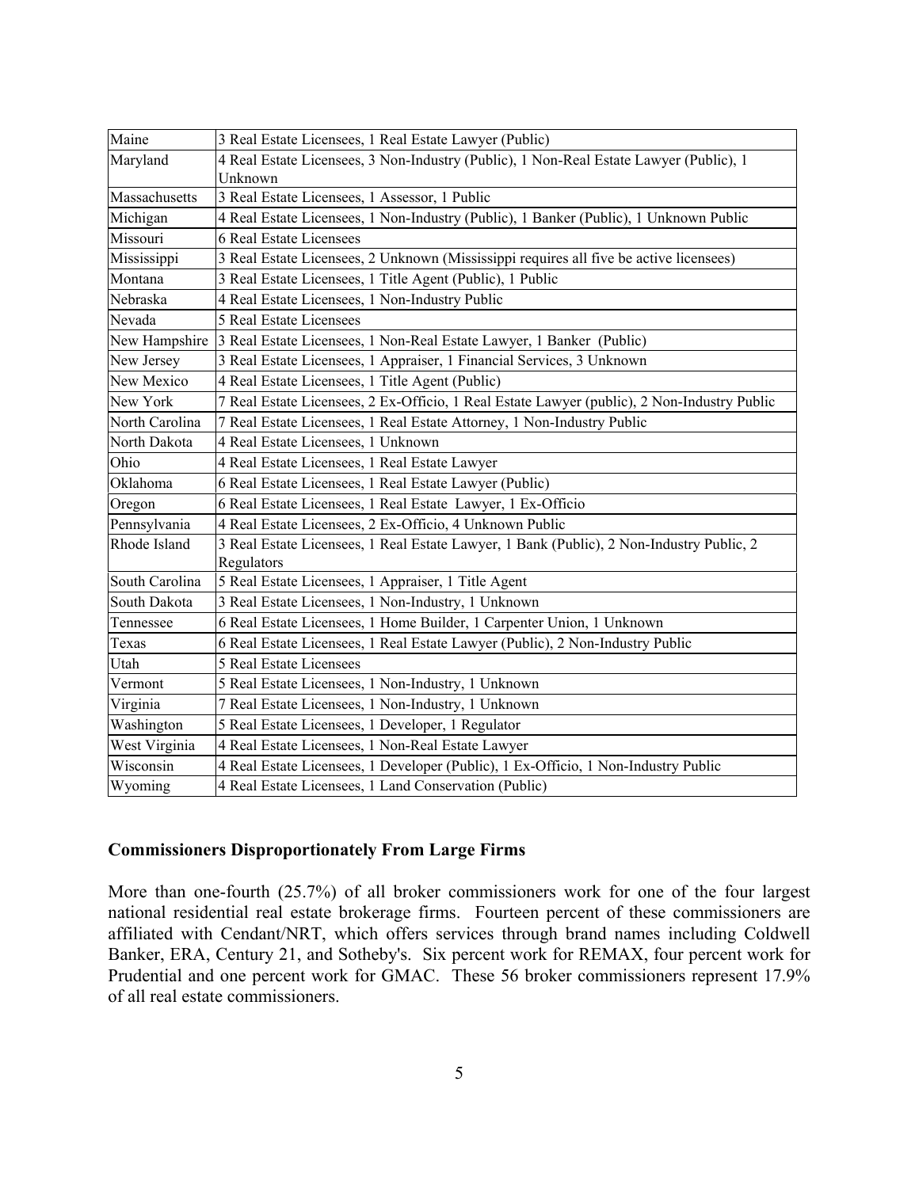| Maine | 3 Real Estate Licensees, 1 Real Estate Lawyer (Public) |
|---|---|
| Maryland | 4 Real Estate Licensees, 3 Non-Industry (Public), 1 Non-Real Estate Lawyer (Public), 1 Unknown |
| Massachusetts | 3 Real Estate Licensees, 1 Assessor, 1 Public |
| Michigan | 4 Real Estate Licensees, 1 Non-Industry (Public), 1 Banker (Public), 1 Unknown Public |
| Missouri | 6 Real Estate Licensees |
| Mississippi | 3 Real Estate Licensees, 2 Unknown (Mississippi requires all five be active licensees) |
| Montana | 3 Real Estate Licensees, 1 Title Agent (Public), 1 Public |
| Nebraska | 4 Real Estate Licensees, 1 Non-Industry Public |
| Nevada | 5 Real Estate Licensees |
| New Hampshire | 3 Real Estate Licensees, 1 Non-Real Estate Lawyer, 1 Banker (Public) |
| New Jersey | 3 Real Estate Licensees, 1 Appraiser, 1 Financial Services, 3 Unknown |
| New Mexico | 4 Real Estate Licensees, 1 Title Agent (Public) |
| New York | 7 Real Estate Licensees, 2 Ex-Officio, 1 Real Estate Lawyer (public), 2 Non-Industry Public |
| North Carolina | 7 Real Estate Licensees, 1 Real Estate Attorney, 1 Non-Industry Public |
| North Dakota | 4 Real Estate Licensees, 1 Unknown |
| Ohio | 4 Real Estate Licensees, 1 Real Estate Lawyer |
| Oklahoma | 6 Real Estate Licensees, 1 Real Estate Lawyer (Public) |
| Oregon | 6 Real Estate Licensees, 1 Real Estate Lawyer, 1 Ex-Officio |
| Pennsylvania | 4 Real Estate Licensees, 2 Ex-Officio, 4 Unknown Public |
| Rhode Island | 3 Real Estate Licensees, 1 Real Estate Lawyer, 1 Bank (Public), 2 Non-Industry Public, 2 Regulators |
| South Carolina | 5 Real Estate Licensees, 1 Appraiser, 1 Title Agent |
| South Dakota | 3 Real Estate Licensees, 1 Non-Industry, 1 Unknown |
| Tennessee | 6 Real Estate Licensees, 1 Home Builder, 1 Carpenter Union, 1 Unknown |
| Texas | 6 Real Estate Licensees, 1 Real Estate Lawyer (Public), 2 Non-Industry Public |
| Utah | 5 Real Estate Licensees |
| Vermont | 5 Real Estate Licensees, 1 Non-Industry, 1 Unknown |
| Virginia | 7 Real Estate Licensees, 1 Non-Industry, 1 Unknown |
| Washington | 5 Real Estate Licensees, 1 Developer, 1 Regulator |
| West Virginia | 4 Real Estate Licensees, 1 Non-Real Estate Lawyer |
| Wisconsin | 4 Real Estate Licensees, 1 Developer (Public), 1 Ex-Officio, 1 Non-Industry Public |
| Wyoming | 4 Real Estate Licensees, 1 Land Conservation (Public) |

**Commissioners Disproportionately From Large Firms**

More than one-fourth (25.7%) of all broker commissioners work for one of the four largest national residential real estate brokerage firms. Fourteen percent of these commissioners are affiliated with Cendant/NRT, which offers services through brand names including Coldwell Banker, ERA, Century 21, and Sotheby's. Six percent work for REMAX, four percent work for Prudential and one percent work for GMAC. These 56 broker commissioners represent 17.9% of all real estate commissioners.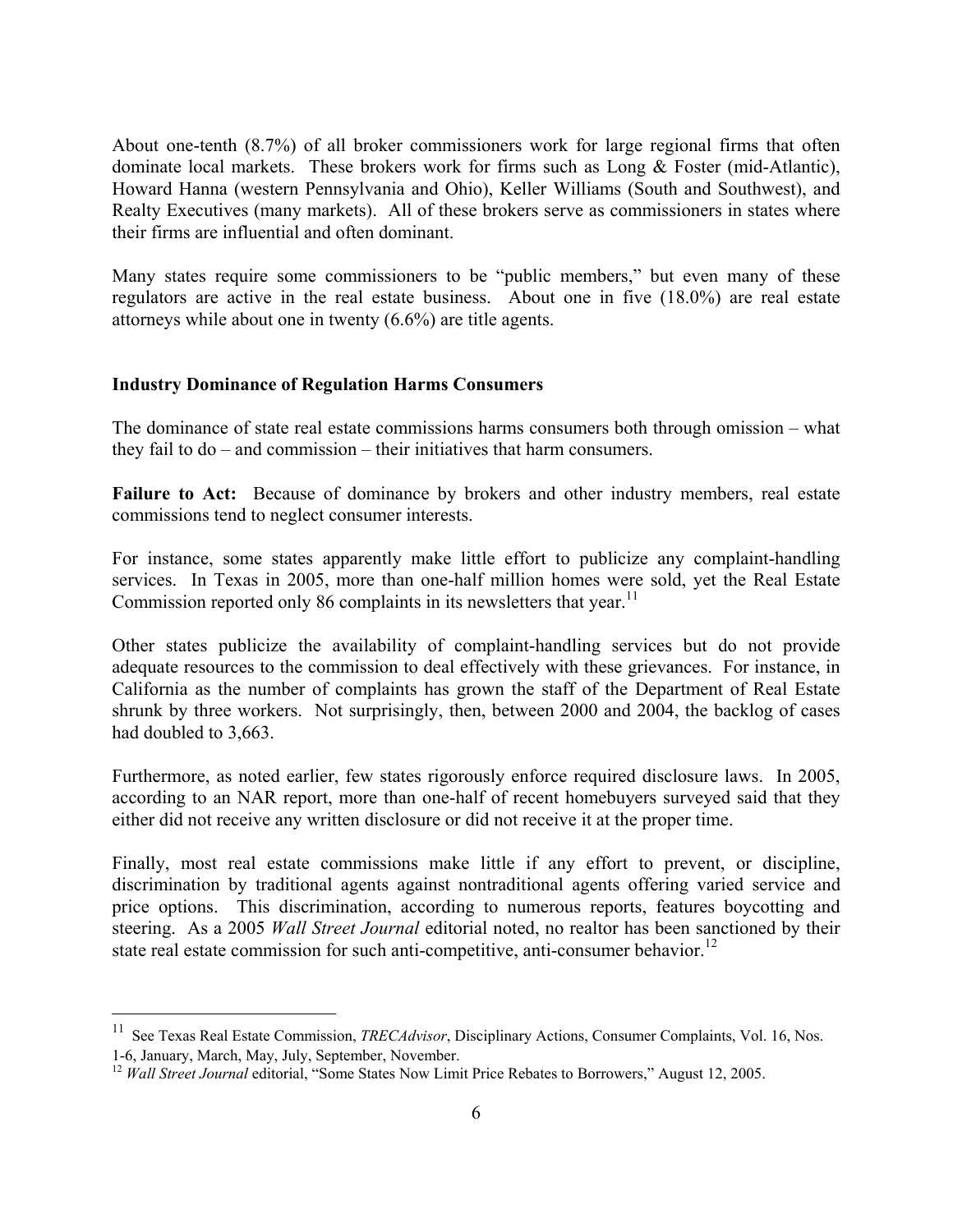About one-tenth (8.7%) of all broker commissioners work for large regional firms that often dominate local markets. These brokers work for firms such as Long & Foster (mid-Atlantic), Howard Hanna (western Pennsylvania and Ohio), Keller Williams (South and Southwest), and Realty Executives (many markets). All of these brokers serve as commissioners in states where their firms are influential and often dominant.

Many states require some commissioners to be "public members," but even many of these regulators are active in the real estate business. About one in five (18.0%) are real estate attorneys while about one in twenty (6.6%) are title agents.

### Industry Dominance of Regulation Harms Consumers

The dominance of state real estate commissions harms consumers both through omission – what they fail to do – and commission – their initiatives that harm consumers.

**Failure to Act:** Because of dominance by brokers and other industry members, real estate commissions tend to neglect consumer interests.

For instance, some states apparently make little effort to publicize any complaint-handling services. In Texas in 2005, more than one-half million homes were sold, yet the Real Estate Commission reported only 86 complaints in its newsletters that year.[11]

Other states publicize the availability of complaint-handling services but do not provide adequate resources to the commission to deal effectively with these grievances. For instance, in California as the number of complaints has grown the staff of the Department of Real Estate shrunk by three workers. Not surprisingly, then, between 2000 and 2004, the backlog of cases had doubled to 3,663.

Furthermore, as noted earlier, few states rigorously enforce required disclosure laws. In 2005, according to an NAR report, more than one-half of recent homebuyers surveyed said that they either did not receive any written disclosure or did not receive it at the proper time.

Finally, most real estate commissions make little if any effort to prevent, or discipline, discrimination by traditional agents against nontraditional agents offering varied service and price options. This discrimination, according to numerous reports, features boycotting and steering. As a 2005 *Wall Street Journal* editorial noted, no realtor has been sanctioned by their state real estate commission for such anti-competitive, anti-consumer behavior.[12]

---

[11] See Texas Real Estate Commission, *TRECAdvisor*, Disciplinary Actions, Consumer Complaints, Vol. 16, Nos. 1-6, January, March, May, July, September, November.

[12] *Wall Street Journal* editorial, "Some States Now Limit Price Rebates to Borrowers," August 12, 2005.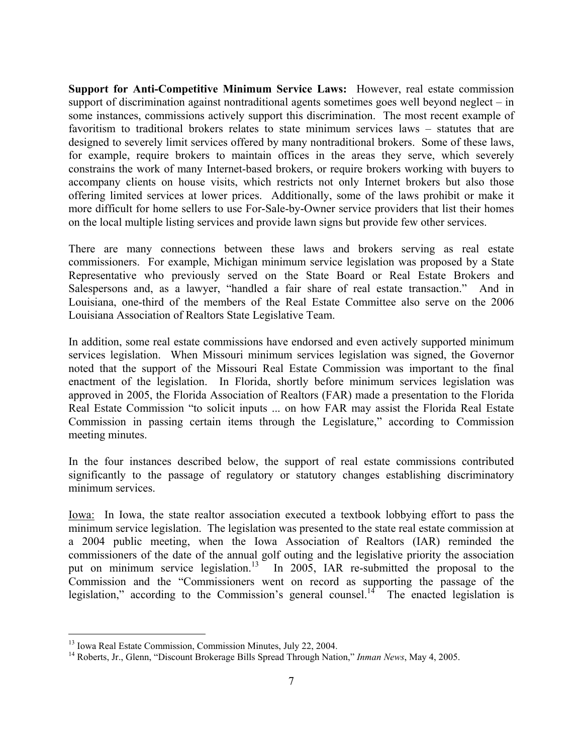**Support for Anti-Competitive Minimum Service Laws:** However, real estate commission support of discrimination against nontraditional agents sometimes goes well beyond neglect – in some instances, commissions actively support this discrimination. The most recent example of favoritism to traditional brokers relates to state minimum services laws – statutes that are designed to severely limit services offered by many nontraditional brokers. Some of these laws, for example, require brokers to maintain offices in the areas they serve, which severely constrains the work of many Internet-based brokers, or require brokers working with buyers to accompany clients on house visits, which restricts not only Internet brokers but also those offering limited services at lower prices. Additionally, some of the laws prohibit or make it more difficult for home sellers to use For-Sale-by-Owner service providers that list their homes on the local multiple listing services and provide lawn signs but provide few other services.

There are many connections between these laws and brokers serving as real estate commissioners. For example, Michigan minimum service legislation was proposed by a State Representative who previously served on the State Board or Real Estate Brokers and Salespersons and, as a lawyer, "handled a fair share of real estate transaction." And in Louisiana, one-third of the members of the Real Estate Committee also serve on the 2006 Louisiana Association of Realtors State Legislative Team.

In addition, some real estate commissions have endorsed and even actively supported minimum services legislation. When Missouri minimum services legislation was signed, the Governor noted that the support of the Missouri Real Estate Commission was important to the final enactment of the legislation. In Florida, shortly before minimum services legislation was approved in 2005, the Florida Association of Realtors (FAR) made a presentation to the Florida Real Estate Commission "to solicit inputs ... on how FAR may assist the Florida Real Estate Commission in passing certain items through the Legislature," according to Commission meeting minutes.

In the four instances described below, the support of real estate commissions contributed significantly to the passage of regulatory or statutory changes establishing discriminatory minimum services.

Iowa: In Iowa, the state realtor association executed a textbook lobbying effort to pass the minimum service legislation. The legislation was presented to the state real estate commission at a 2004 public meeting, when the Iowa Association of Realtors (IAR) reminded the commissioners of the date of the annual golf outing and the legislative priority the association put on minimum service legislation.[13] In 2005, IAR re-submitted the proposal to the Commission and the "Commissioners went on record as supporting the passage of the legislation," according to the Commission's general counsel.[14] The enacted legislation is

[13] Iowa Real Estate Commission, Commission Minutes, July 22, 2004.

[14] Roberts, Jr., Glenn, "Discount Brokerage Bills Spread Through Nation," *Inman News*, May 4, 2005.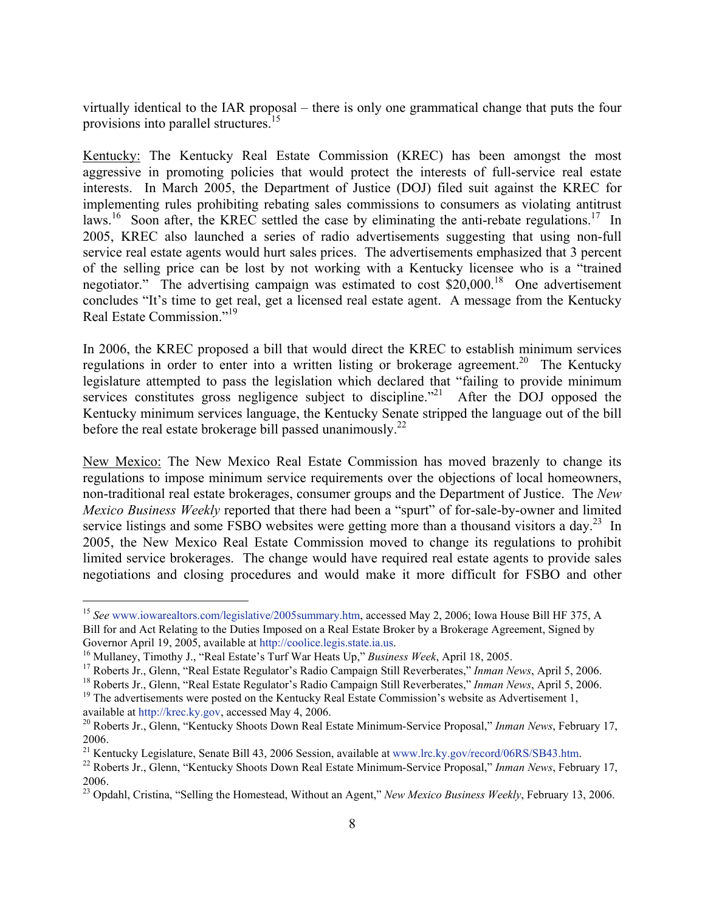virtually identical to the IAR proposal – there is only one grammatical change that puts the four provisions into parallel structures.[15]

Kentucky: The Kentucky Real Estate Commission (KREC) has been amongst the most aggressive in promoting policies that would protect the interests of full-service real estate interests. In March 2005, the Department of Justice (DOJ) filed suit against the KREC for implementing rules prohibiting rebating sales commissions to consumers as violating antitrust laws.[16] Soon after, the KREC settled the case by eliminating the anti-rebate regulations.[17] In 2005, KREC also launched a series of radio advertisements suggesting that using non-full service real estate agents would hurt sales prices. The advertisements emphasized that 3 percent of the selling price can be lost by not working with a Kentucky licensee who is a "trained negotiator." The advertising campaign was estimated to cost $20,000.[18] One advertisement concludes "It's time to get real, get a licensed real estate agent. A message from the Kentucky Real Estate Commission."[19]

In 2006, the KREC proposed a bill that would direct the KREC to establish minimum services regulations in order to enter into a written listing or brokerage agreement.[20] The Kentucky legislature attempted to pass the legislation which declared that "failing to provide minimum services constitutes gross negligence subject to discipline."[21] After the DOJ opposed the Kentucky minimum services language, the Kentucky Senate stripped the language out of the bill before the real estate brokerage bill passed unanimously.[22]

New Mexico: The New Mexico Real Estate Commission has moved brazenly to change its regulations to impose minimum service requirements over the objections of local homeowners, non-traditional real estate brokerages, consumer groups and the Department of Justice. The *New Mexico Business Weekly* reported that there had been a "spurt" of for-sale-by-owner and limited service listings and some FSBO websites were getting more than a thousand visitors a day.[23] In 2005, the New Mexico Real Estate Commission moved to change its regulations to prohibit limited service brokerages. The change would have required real estate agents to provide sales negotiations and closing procedures and would make it more difficult for FSBO and other

---

[15] *See* www.iowarealtors.com/legislative/2005summary.htm, accessed May 2, 2006; Iowa House Bill HF 375, A Bill for and Act Relating to the Duties Imposed on a Real Estate Broker by a Brokerage Agreement, Signed by Governor April 19, 2005, available at http://coolice.legis.state.ia.us.

[16] Mullaney, Timothy J., "Real Estate's Turf War Heats Up," *Business Week*, April 18, 2005.

[17] Roberts Jr., Glenn, "Real Estate Regulator's Radio Campaign Still Reverberates," *Inman News*, April 5, 2006.

[18] Roberts Jr., Glenn, "Real Estate Regulator's Radio Campaign Still Reverberates," *Inman News*, April 5, 2006.

[19] The advertisements were posted on the Kentucky Real Estate Commission's website as Advertisement 1, available at http://krec.ky.gov, accessed May 4, 2006.

[20] Roberts Jr., Glenn, "Kentucky Shoots Down Real Estate Minimum-Service Proposal," *Inman News*, February 17, 2006.

[21] Kentucky Legislature, Senate Bill 43, 2006 Session, available at www.lrc.ky.gov/record/06RS/SB43.htm.

[22] Roberts Jr., Glenn, "Kentucky Shoots Down Real Estate Minimum-Service Proposal," *Inman News*, February 17, 2006.

[23] Opdahl, Cristina, "Selling the Homestead, Without an Agent," *New Mexico Business Weekly*, February 13, 2006.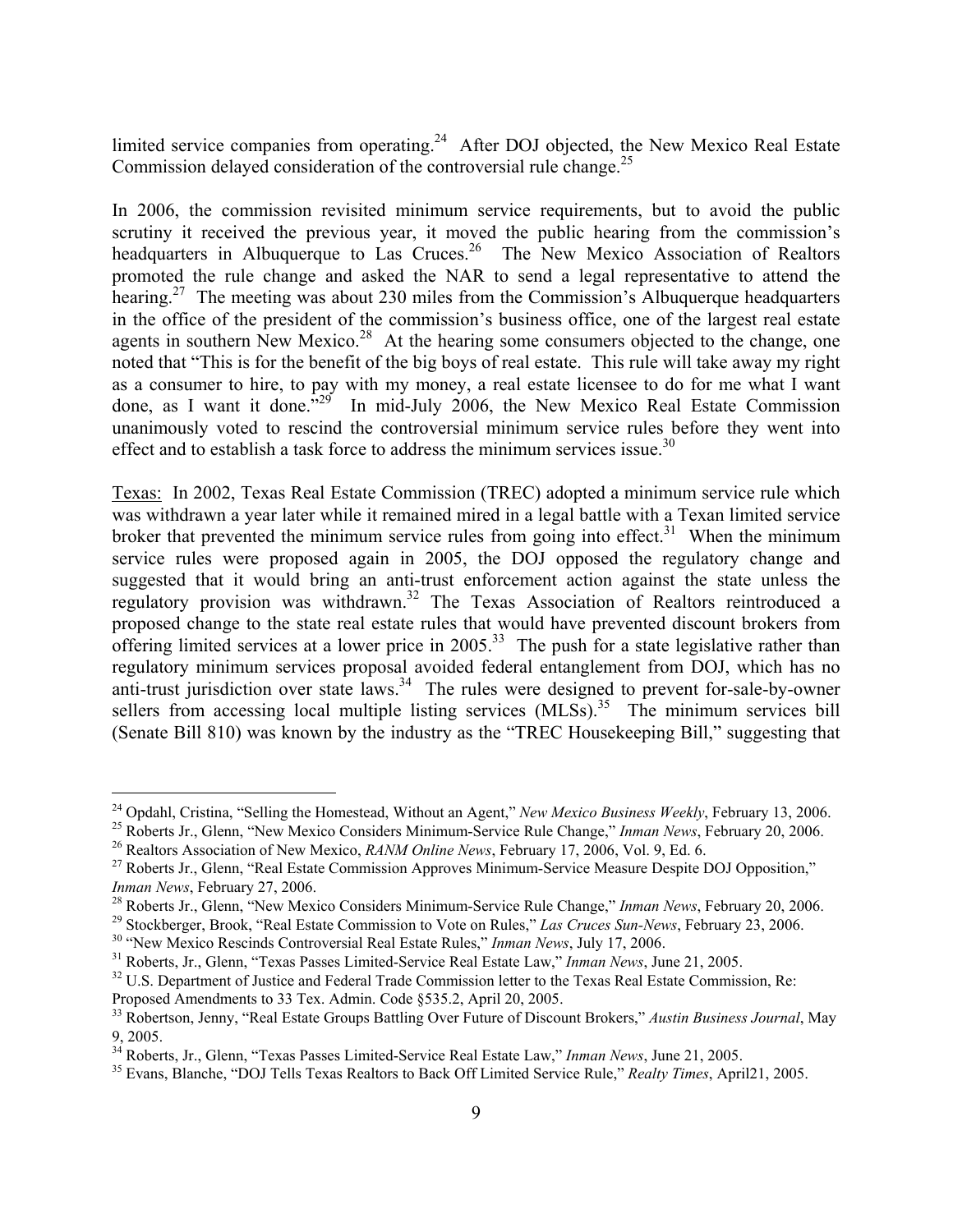limited service companies from operating.[24] After DOJ objected, the New Mexico Real Estate Commission delayed consideration of the controversial rule change.[25]

In 2006, the commission revisited minimum service requirements, but to avoid the public scrutiny it received the previous year, it moved the public hearing from the commission's headquarters in Albuquerque to Las Cruces.[26] The New Mexico Association of Realtors promoted the rule change and asked the NAR to send a legal representative to attend the hearing.[27] The meeting was about 230 miles from the Commission's Albuquerque headquarters in the office of the president of the commission's business office, one of the largest real estate agents in southern New Mexico.[28] At the hearing some consumers objected to the change, one noted that "This is for the benefit of the big boys of real estate. This rule will take away my right as a consumer to hire, to pay with my money, a real estate licensee to do for me what I want done, as I want it done."[29] In mid-July 2006, the New Mexico Real Estate Commission unanimously voted to rescind the controversial minimum service rules before they went into effect and to establish a task force to address the minimum services issue.[30]

<u>Texas:</u> In 2002, Texas Real Estate Commission (TREC) adopted a minimum service rule which was withdrawn a year later while it remained mired in a legal battle with a Texan limited service broker that prevented the minimum service rules from going into effect.[31] When the minimum service rules were proposed again in 2005, the DOJ opposed the regulatory change and suggested that it would bring an anti-trust enforcement action against the state unless the regulatory provision was withdrawn.[32] The Texas Association of Realtors reintroduced a proposed change to the state real estate rules that would have prevented discount brokers from offering limited services at a lower price in 2005.[33] The push for a state legislative rather than regulatory minimum services proposal avoided federal entanglement from DOJ, which has no anti-trust jurisdiction over state laws.[34] The rules were designed to prevent for-sale-by-owner sellers from accessing local multiple listing services (MLSs).[35] The minimum services bill (Senate Bill 810) was known by the industry as the "TREC Housekeeping Bill," suggesting that

---

[24] Opdahl, Cristina, "Selling the Homestead, Without an Agent," *New Mexico Business Weekly*, February 13, 2006.

[25] Roberts Jr., Glenn, "New Mexico Considers Minimum-Service Rule Change," *Inman News*, February 20, 2006.

[26] Realtors Association of New Mexico, *RANM Online News*, February 17, 2006, Vol. 9, Ed. 6.

[27] Roberts Jr., Glenn, "Real Estate Commission Approves Minimum-Service Measure Despite DOJ Opposition," *Inman News*, February 27, 2006.

[28] Roberts Jr., Glenn, "New Mexico Considers Minimum-Service Rule Change," *Inman News*, February 20, 2006.

[29] Stockberger, Brook, "Real Estate Commission to Vote on Rules," *Las Cruces Sun-News*, February 23, 2006.

[30] "New Mexico Rescinds Controversial Real Estate Rules," *Inman News*, July 17, 2006.

[31] Roberts, Jr., Glenn, "Texas Passes Limited-Service Real Estate Law," *Inman News*, June 21, 2005.

[32] U.S. Department of Justice and Federal Trade Commission letter to the Texas Real Estate Commission, Re: Proposed Amendments to 33 Tex. Admin. Code §535.2, April 20, 2005.

[33] Robertson, Jenny, "Real Estate Groups Battling Over Future of Discount Brokers," *Austin Business Journal*, May 9, 2005.

[34] Roberts, Jr., Glenn, "Texas Passes Limited-Service Real Estate Law," *Inman News*, June 21, 2005.

[35] Evans, Blanche, "DOJ Tells Texas Realtors to Back Off Limited Service Rule," *Realty Times*, April21, 2005.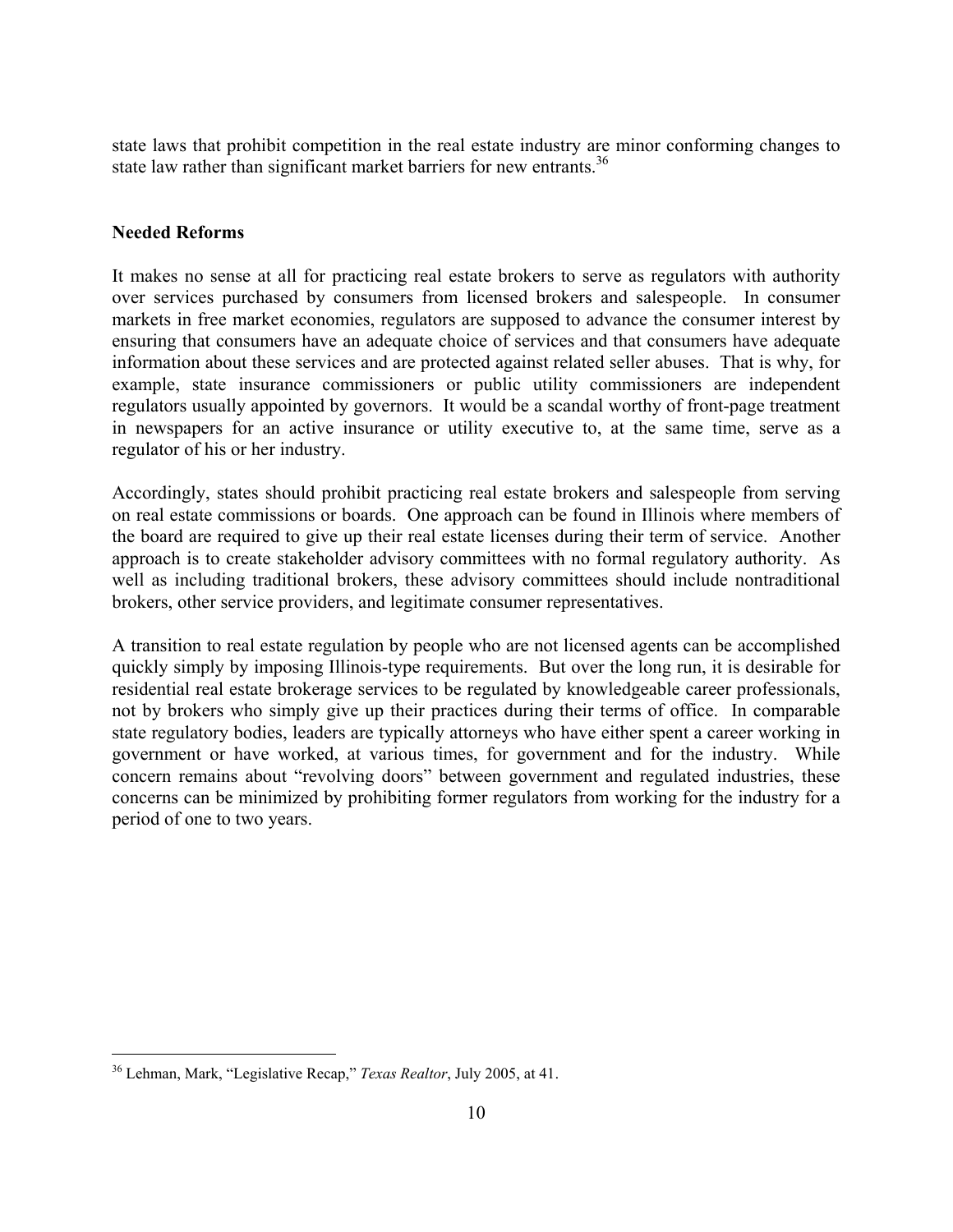state laws that prohibit competition in the real estate industry are minor conforming changes to state law rather than significant market barriers for new entrants.[36]

## Needed Reforms

It makes no sense at all for practicing real estate brokers to serve as regulators with authority over services purchased by consumers from licensed brokers and salespeople. In consumer markets in free market economies, regulators are supposed to advance the consumer interest by ensuring that consumers have an adequate choice of services and that consumers have adequate information about these services and are protected against related seller abuses. That is why, for example, state insurance commissioners or public utility commissioners are independent regulators usually appointed by governors. It would be a scandal worthy of front-page treatment in newspapers for an active insurance or utility executive to, at the same time, serve as a regulator of his or her industry.

Accordingly, states should prohibit practicing real estate brokers and salespeople from serving on real estate commissions or boards. One approach can be found in Illinois where members of the board are required to give up their real estate licenses during their term of service. Another approach is to create stakeholder advisory committees with no formal regulatory authority. As well as including traditional brokers, these advisory committees should include nontraditional brokers, other service providers, and legitimate consumer representatives.

A transition to real estate regulation by people who are not licensed agents can be accomplished quickly simply by imposing Illinois-type requirements. But over the long run, it is desirable for residential real estate brokerage services to be regulated by knowledgeable career professionals, not by brokers who simply give up their practices during their terms of office. In comparable state regulatory bodies, leaders are typically attorneys who have either spent a career working in government or have worked, at various times, for government and for the industry. While concern remains about "revolving doors" between government and regulated industries, these concerns can be minimized by prohibiting former regulators from working for the industry for a period of one to two years.

---

[36] Lehman, Mark, "Legislative Recap," *Texas Realtor*, July 2005, at 41.